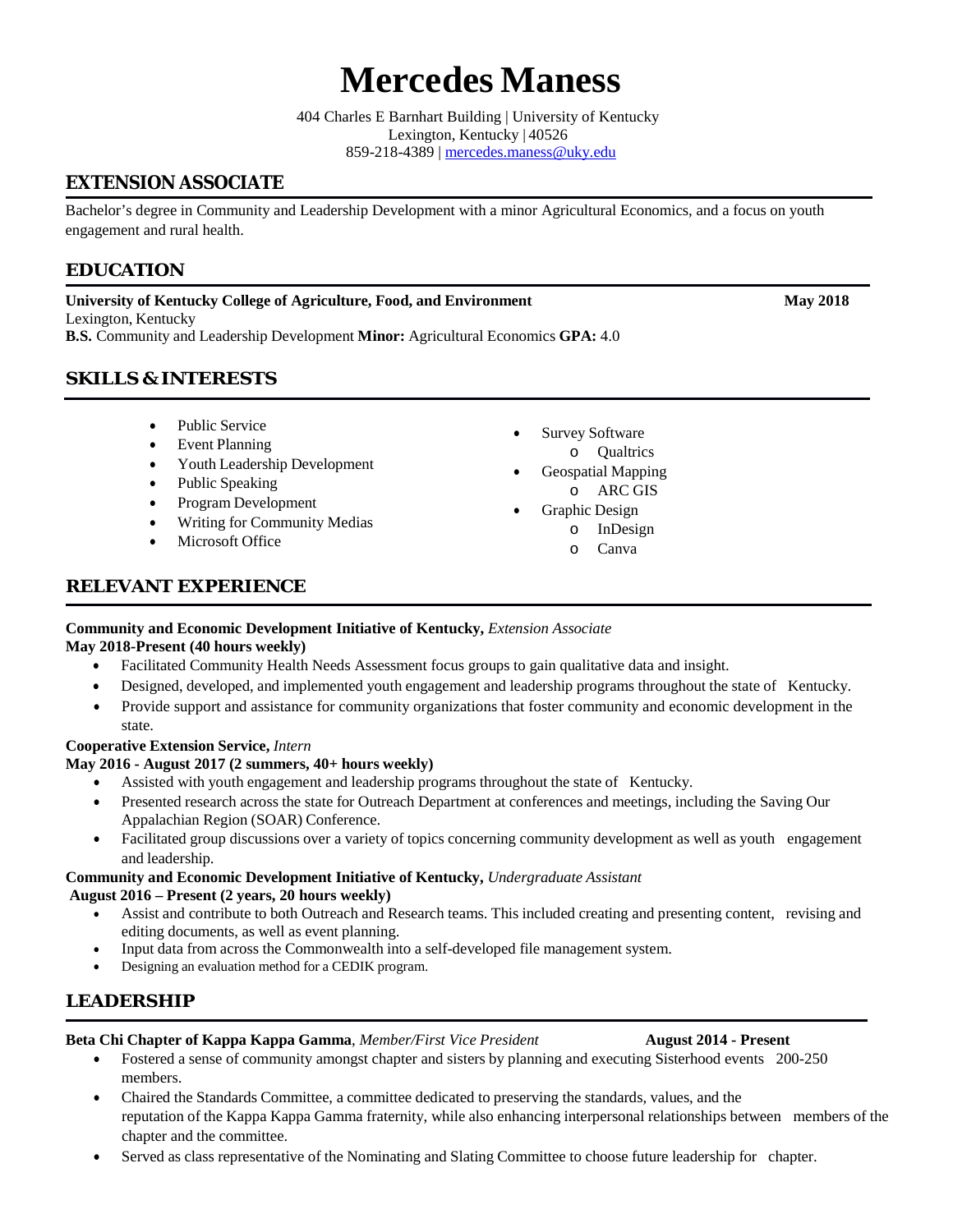# Mercedes Maness

404 Charles E Barnhart Building | University of Kentucky
Lexington, Kentucky | 40526
859-218-4389 | mercedes.maness@uky.edu

## EXTENSION ASSOCIATE

Bachelor's degree in Community and Leadership Development with a minor Agricultural Economics, and a focus on youth engagement and rural health.

## EDUCATION

**University of Kentucky College of Agriculture, Food, and Environment** **May 2018**
Lexington, Kentucky
**B.S.** Community and Leadership Development **Minor:** Agricultural Economics **GPA:** 4.0

## SKILLS & INTERESTS

- Public Service
- Event Planning
- Youth Leadership Development
- Public Speaking
- Program Development
- Writing for Community Medias
- Microsoft Office
- Survey Software
  - Qualtrics
- Geospatial Mapping
  - ARC GIS
- Graphic Design
  - InDesign
  - Canva

## RELEVANT EXPERIENCE

**Community and Economic Development Initiative of Kentucky,** *Extension Associate*
**May 2018-Present (40 hours weekly)**

- Facilitated Community Health Needs Assessment focus groups to gain qualitative data and insight.
- Designed, developed, and implemented youth engagement and leadership programs throughout the state of Kentucky.
- Provide support and assistance for community organizations that foster community and economic development in the state.

**Cooperative Extension Service,** *Intern*
**May 2016 - August 2017 (2 summers, 40+ hours weekly)**

- Assisted with youth engagement and leadership programs throughout the state of Kentucky.
- Presented research across the state for Outreach Department at conferences and meetings, including the Saving Our Appalachian Region (SOAR) Conference.
- Facilitated group discussions over a variety of topics concerning community development as well as youth engagement and leadership.

**Community and Economic Development Initiative of Kentucky,** *Undergraduate Assistant*
**August 2016 – Present (2 years, 20 hours weekly)**

- Assist and contribute to both Outreach and Research teams. This included creating and presenting content, revising and editing documents, as well as event planning.
- Input data from across the Commonwealth into a self-developed file management system.
- Designing an evaluation method for a CEDIK program.

## LEADERSHIP

**Beta Chi Chapter of Kappa Kappa Gamma**, *Member/First Vice President* **August 2014 - Present**

- Fostered a sense of community amongst chapter and sisters by planning and executing Sisterhood events 200-250 members.
- Chaired the Standards Committee, a committee dedicated to preserving the standards, values, and the reputation of the Kappa Kappa Gamma fraternity, while also enhancing interpersonal relationships between members of the chapter and the committee.
- Served as class representative of the Nominating and Slating Committee to choose future leadership for chapter.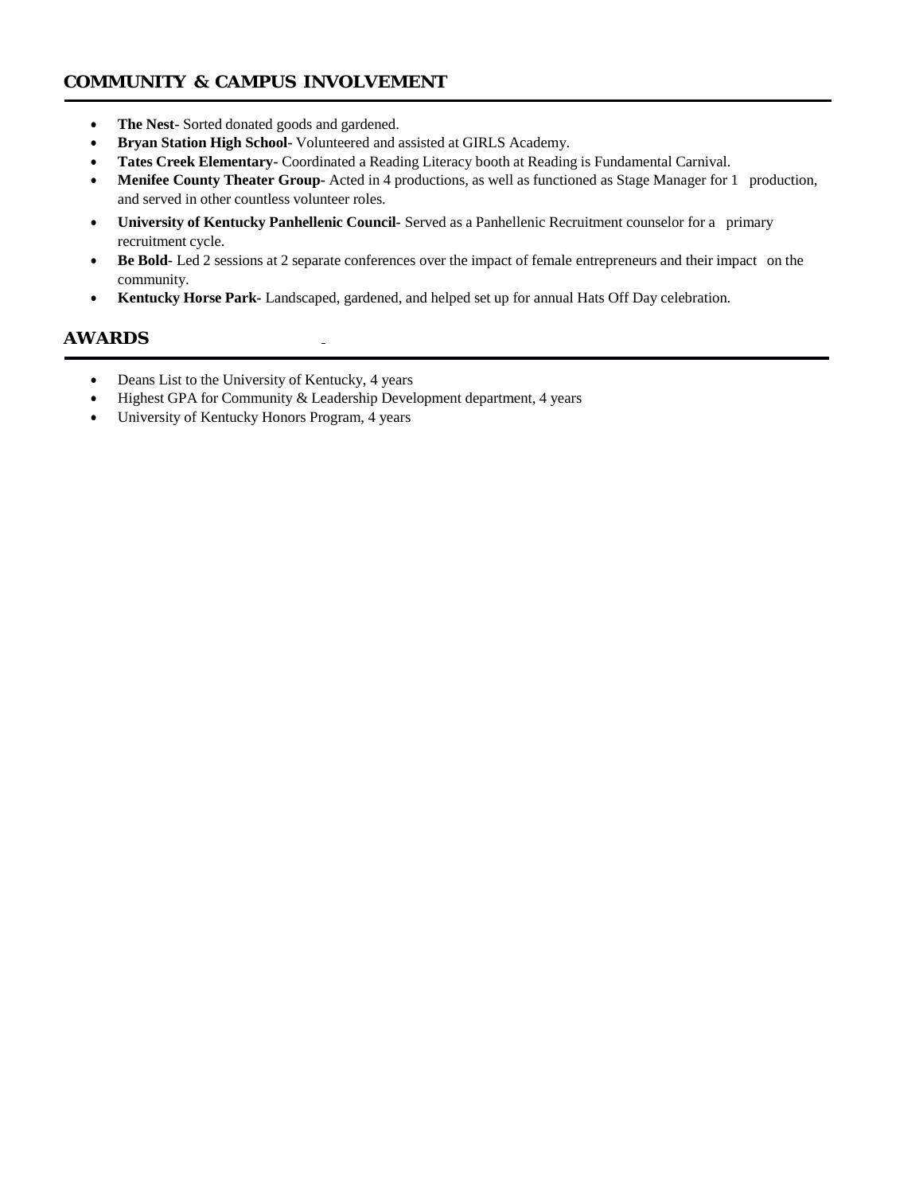## COMMUNITY & CAMPUS INVOLVEMENT

- **The Nest-** Sorted donated goods and gardened.
- **Bryan Station High School-** Volunteered and assisted at GIRLS Academy.
- **Tates Creek Elementary-** Coordinated a Reading Literacy booth at Reading is Fundamental Carnival.
- **Menifee County Theater Group-** Acted in 4 productions, as well as functioned as Stage Manager for 1 production, and served in other countless volunteer roles.
- **University of Kentucky Panhellenic Council-** Served as a Panhellenic Recruitment counselor for a primary recruitment cycle.
- **Be Bold-** Led 2 sessions at 2 separate conferences over the impact of female entrepreneurs and their impact on the community.
- **Kentucky Horse Park-** Landscaped, gardened, and helped set up for annual Hats Off Day celebration.

## AWARDS

- Deans List to the University of Kentucky, 4 years
- Highest GPA for Community & Leadership Development department, 4 years
- University of Kentucky Honors Program, 4 years